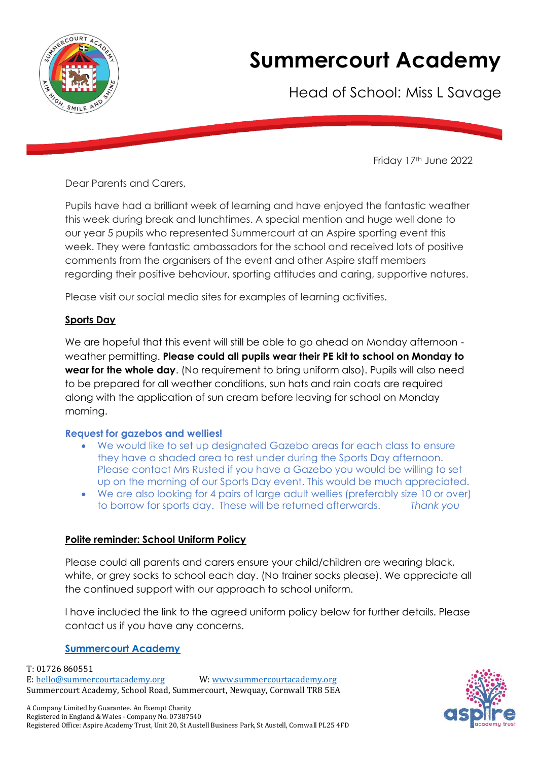# Summercourt Academy

Head of School: Miss L Savage

Friday 17th June 2022

Dear Parents and Carers,

Pupils have had a brilliant week of learning and have enjoyed the fantastic weather this week during break and lunchtimes. A special mention and huge well done to our year 5 pupils who represented Summercourt at an Aspire sporting event this week. They were fantastic ambassadors for the school and received lots of positive comments from the organisers of the event and other Aspire staff members regarding their positive behaviour, sporting attitudes and caring, supportive natures.

Please visit our social media sites for examples of learning activities.

## Sports Day

We are hopeful that this event will still be able to go ahead on Monday afternoon - weather permitting. **Please could all pupils wear their PE kit to school on Monday to wear for the whole day**. (No requirement to bring uniform also). Pupils will also need to be prepared for all weather conditions, sun hats and rain coats are required along with the application of sun cream before leaving for school on Monday morning.

**Request for gazebos and wellies!**

- We would like to set up designated Gazebo areas for each class to ensure they have a shaded area to rest under during the Sports Day afternoon. Please contact Mrs Rusted if you have a Gazebo you would be willing to set up on the morning of our Sports Day event. This would be much appreciated.
- We are also looking for 4 pairs of large adult wellies (preferably size 10 or over) to borrow for sports day. These will be returned afterwards. *Thank you*

## Polite reminder: School Uniform Policy

Please could all parents and carers ensure your child/children are wearing black, white, or grey socks to school each day. (No trainer socks please). We appreciate all the continued support with our approach to school uniform.

I have included the link to the agreed uniform policy below for further details. Please contact us if you have any concerns.

[Summercourt Academy](www.summercourtacademy.org)

T: 01726 860551
E: hello@summercourtacademy.org W: www.summercourtacademy.org
Summercourt Academy, School Road, Summercourt, Newquay, Cornwall TR8 5EA

A Company Limited by Guarantee. An Exempt Charity
Registered in England & Wales - Company No. 07387540
Registered Office: Aspire Academy Trust, Unit 20, St Austell Business Park, St Austell, Cornwall PL25 4FD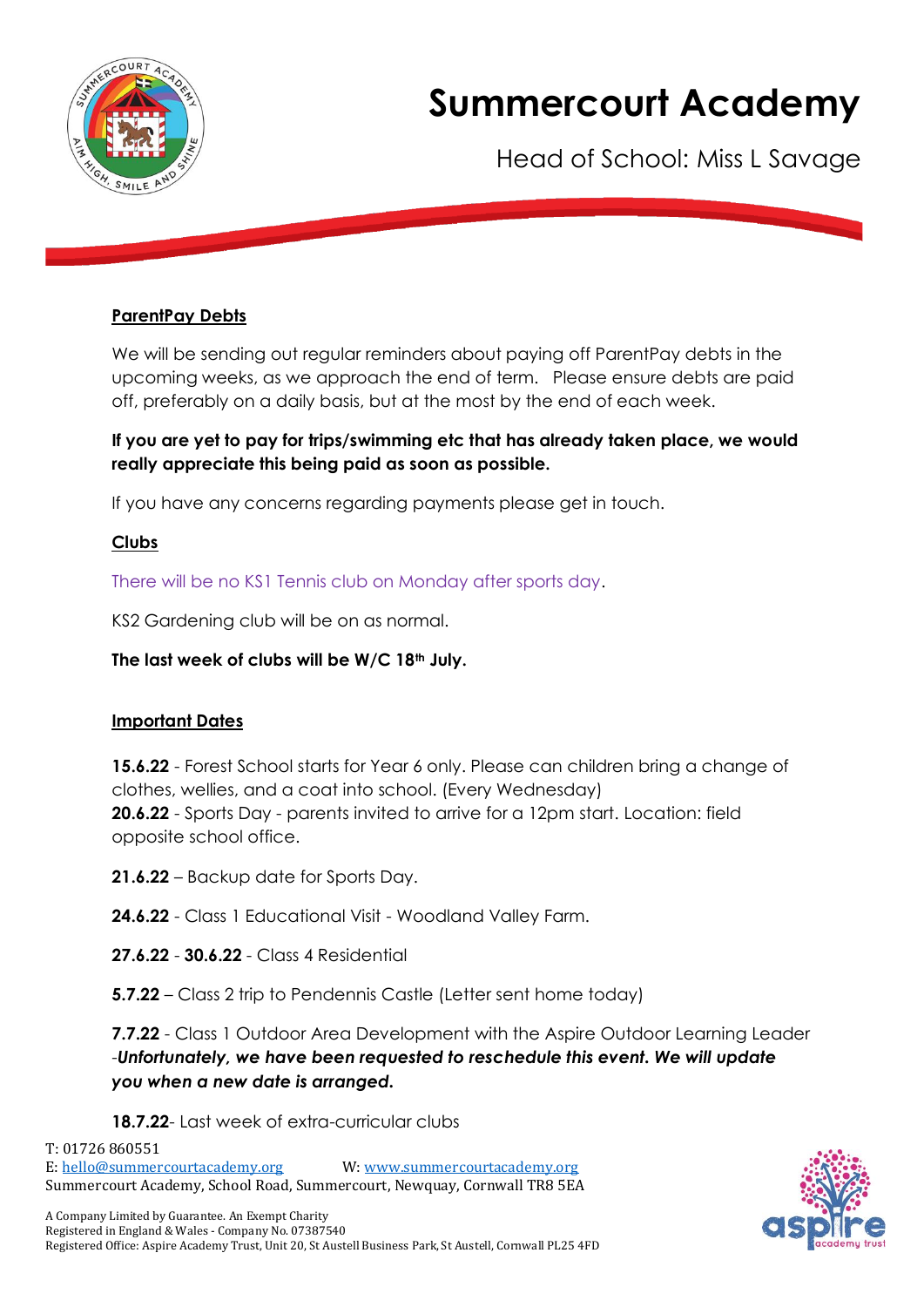# Summercourt Academy

Head of School: Miss L Savage

**ParentPay Debts**

We will be sending out regular reminders about paying off ParentPay debts in the upcoming weeks, as we approach the end of term. Please ensure debts are paid off, preferably on a daily basis, but at the most by the end of each week.

**If you are yet to pay for trips/swimming etc that has already taken place, we would really appreciate this being paid as soon as possible.**

If you have any concerns regarding payments please get in touch.

**Clubs**

There will be no KS1 Tennis club on Monday after sports day.

KS2 Gardening club will be on as normal.

**The last week of clubs will be W/C 18th July.**

**Important Dates**

**15.6.22** - Forest School starts for Year 6 only. Please can children bring a change of clothes, wellies, and a coat into school. (Every Wednesday)
**20.6.22** - Sports Day - parents invited to arrive for a 12pm start. Location: field opposite school office.

**21.6.22** – Backup date for Sports Day.

**24.6.22** - Class 1 Educational Visit - Woodland Valley Farm.

**27.6.22** - **30.6.22** - Class 4 Residential

**5.7.22** – Class 2 trip to Pendennis Castle (Letter sent home today)

**7.7.22** - Class 1 Outdoor Area Development with the Aspire Outdoor Learning Leader -***Unfortunately, we have been requested to reschedule this event. We will update you when a new date is arranged.***

**18.7.22**- Last week of extra-curricular clubs

T: 01726 860551
E: hello@summercourtacademy.org W: www.summercourtacademy.org
Summercourt Academy, School Road, Summercourt, Newquay, Cornwall TR8 5EA

A Company Limited by Guarantee. An Exempt Charity
Registered in England & Wales - Company No. 07387540
Registered Office: Aspire Academy Trust, Unit 20, St Austell Business Park, St Austell, Cornwall PL25 4FD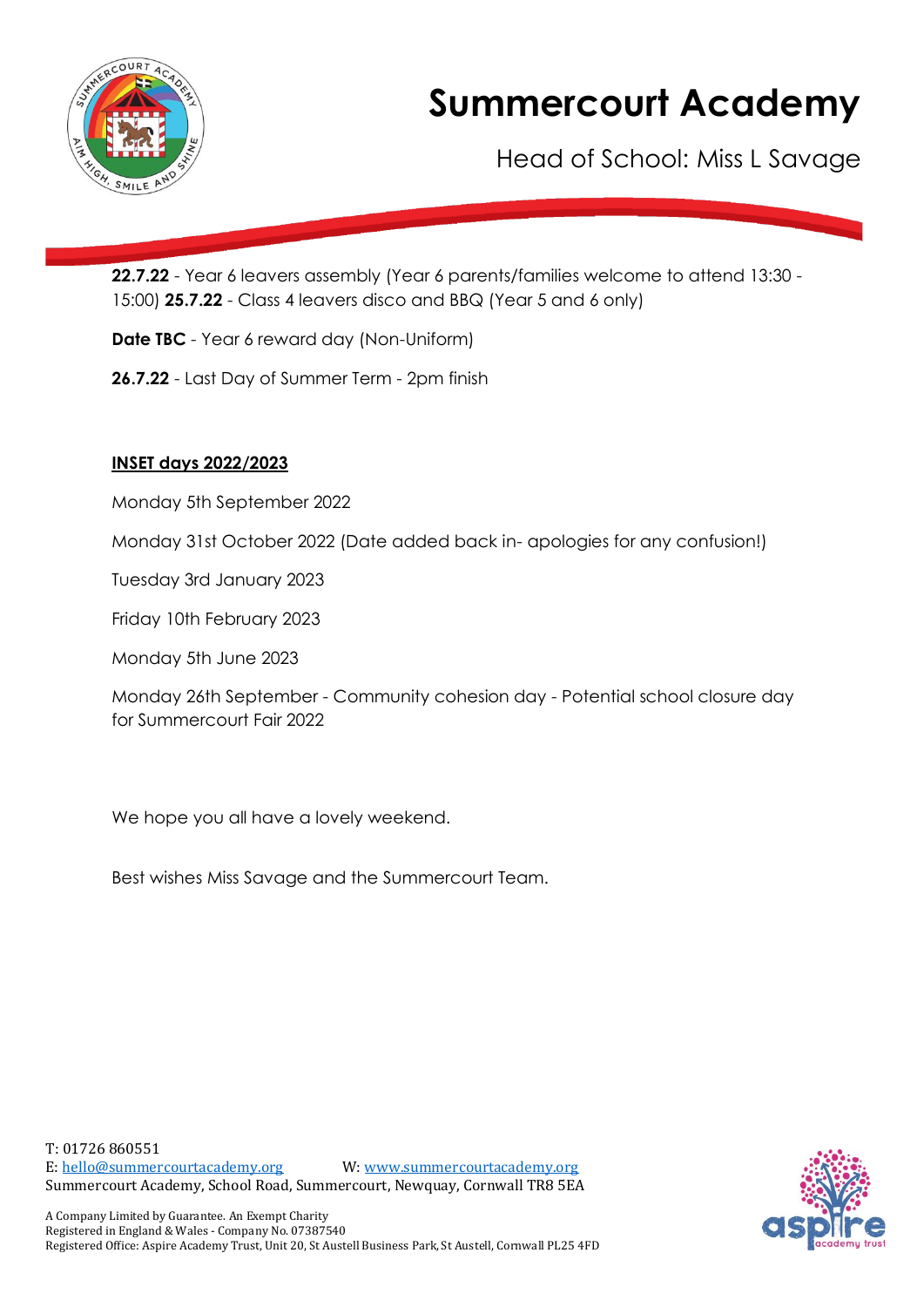**22.7.22** - Year 6 leavers assembly (Year 6 parents/families welcome to attend 13:30 - 15:00) **25.7.22** - Class 4 leavers disco and BBQ (Year 5 and 6 only)

**Date TBC** - Year 6 reward day (Non-Uniform)

**26.7.22** - Last Day of Summer Term - 2pm finish

**INSET days 2022/2023**

Monday 5th September 2022

Monday 31st October 2022 (Date added back in- apologies for any confusion!)

Tuesday 3rd January 2023

Friday 10th February 2023

Monday 5th June 2023

Monday 26th September - Community cohesion day - Potential school closure day for Summercourt Fair 2022

We hope you all have a lovely weekend.

Best wishes Miss Savage and the Summercourt Team.